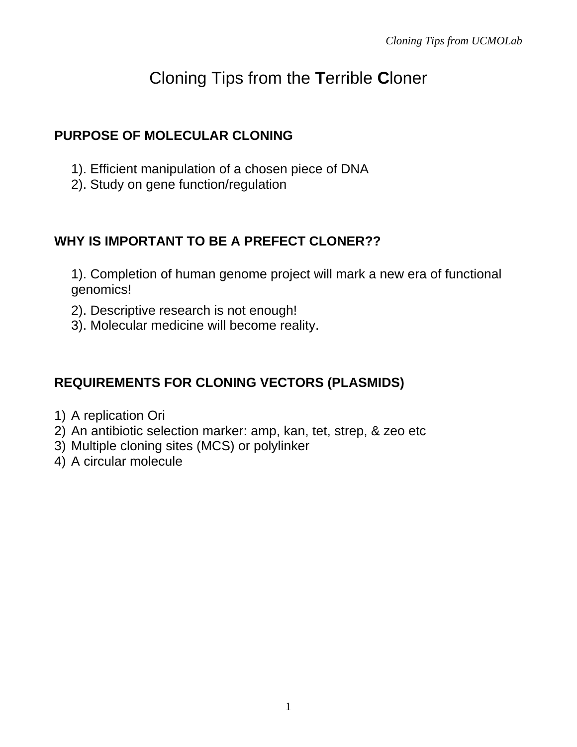# Cloning Tips from the **T**errible **C**loner

## PURPOSE OF MOLECULAR CLONING

1). Efficient manipulation of a chosen piece of DNA
2). Study on gene function/regulation

## WHY IS IMPORTANT TO BE A PREFECT CLONER??

1). Completion of human genome project will mark a new era of functional genomics!

2). Descriptive research is not enough!
3). Molecular medicine will become reality.

## REQUIREMENTS FOR CLONING VECTORS (PLASMIDS)

1) A replication Ori
2) An antibiotic selection marker: amp, kan, tet, strep, & zeo etc
3) Multiple cloning sites (MCS) or polylinker
4) A circular molecule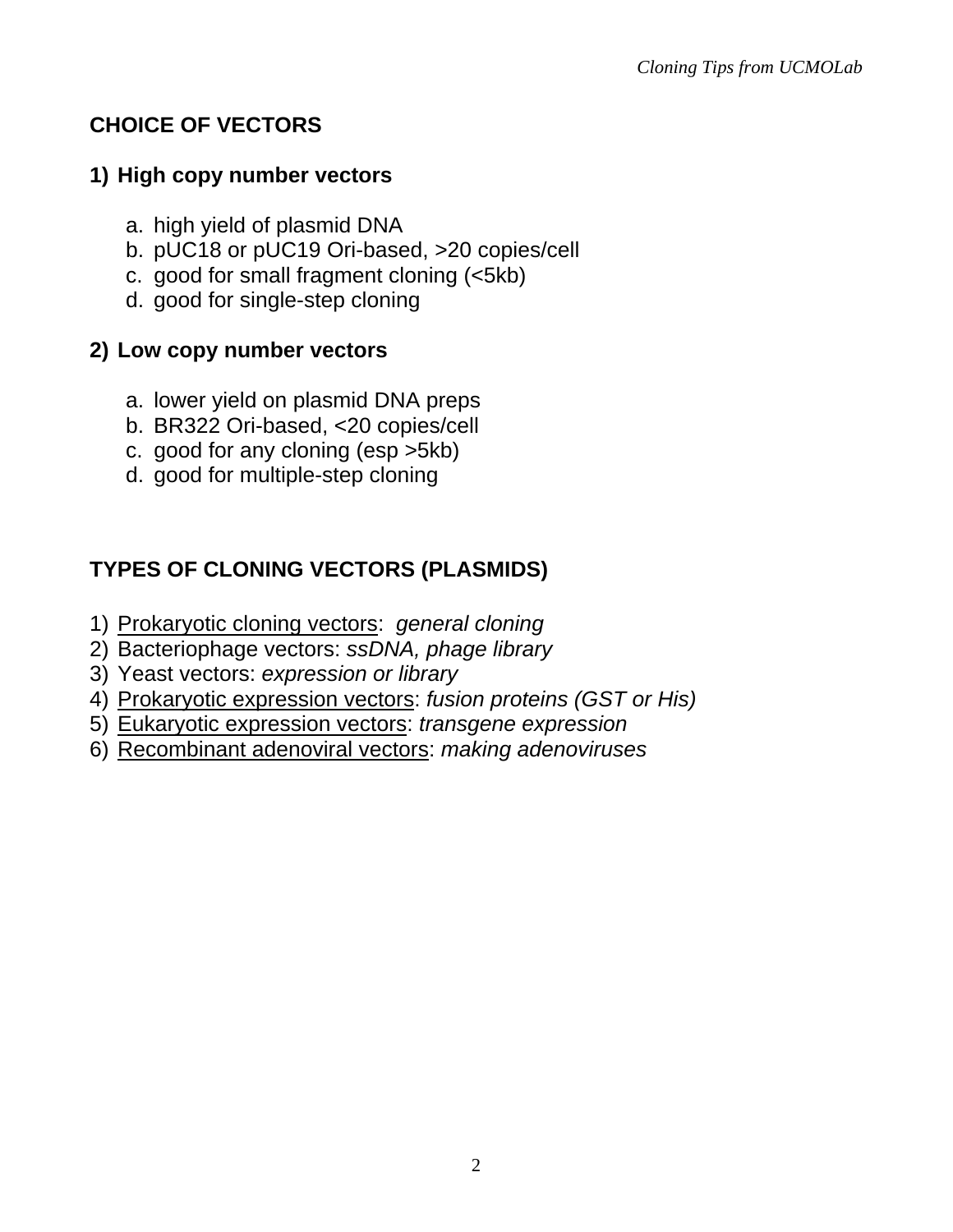## CHOICE OF VECTORS

### 1) High copy number vectors

a. high yield of plasmid DNA
b. pUC18 or pUC19 Ori-based, >20 copies/cell
c. good for small fragment cloning (<5kb)
d. good for single-step cloning

### 2) Low copy number vectors

a. lower yield on plasmid DNA preps
b. BR322 Ori-based, <20 copies/cell
c. good for any cloning (esp >5kb)
d. good for multiple-step cloning

## TYPES OF CLONING VECTORS (PLASMIDS)

1) <u>Prokaryotic cloning vectors</u>: *general cloning*
2) Bacteriophage vectors: *ssDNA, phage library*
3) Yeast vectors: *expression or library*
4) <u>Prokaryotic expression vectors</u>: *fusion proteins (GST or His)*
5) <u>Eukaryotic expression vectors</u>: *transgene expression*
6) <u>Recombinant adenoviral vectors</u>: *making adenoviruses*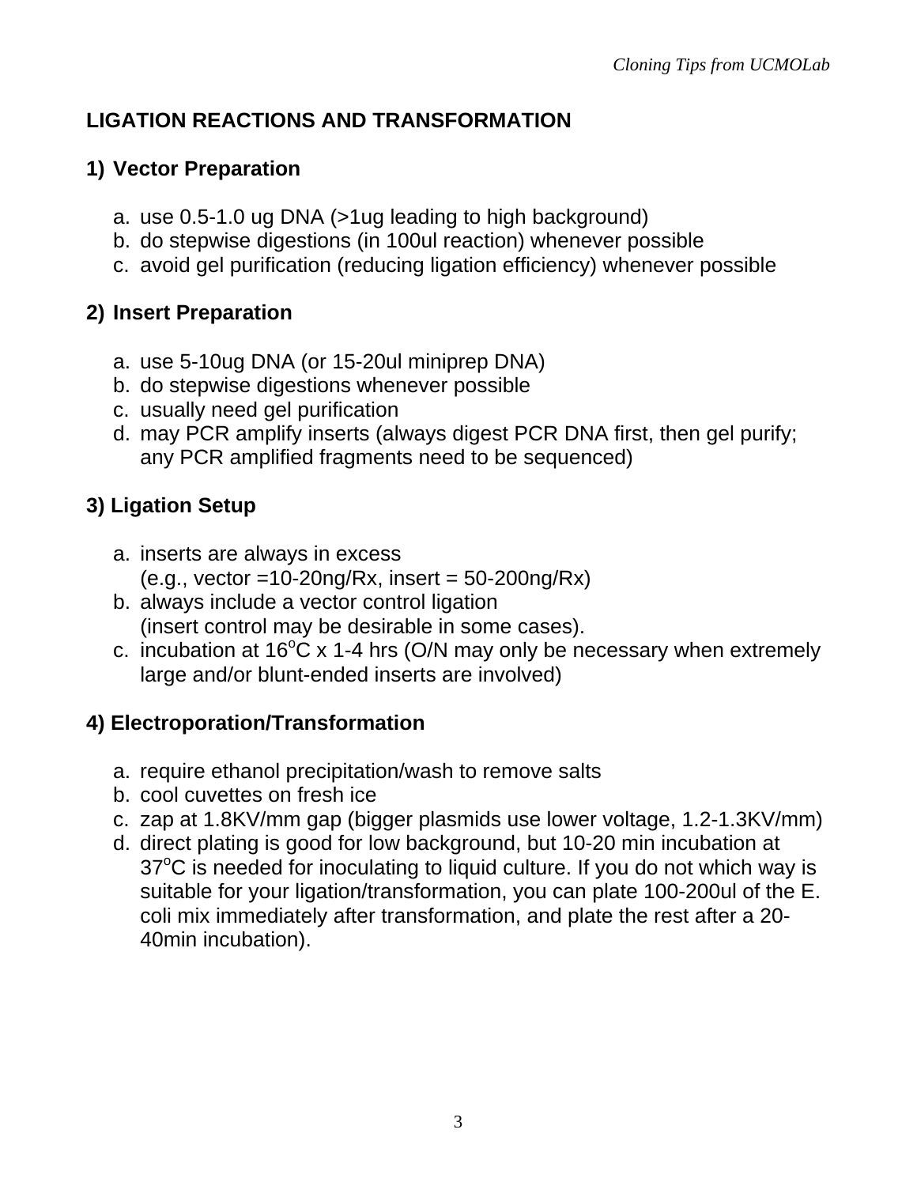## LIGATION REACTIONS AND TRANSFORMATION

### 1) Vector Preparation

a. use 0.5-1.0 ug DNA (>1ug leading to high background)
b. do stepwise digestions (in 100ul reaction) whenever possible
c. avoid gel purification (reducing ligation efficiency) whenever possible

### 2) Insert Preparation

a. use 5-10ug DNA (or 15-20ul miniprep DNA)
b. do stepwise digestions whenever possible
c. usually need gel purification
d. may PCR amplify inserts (always digest PCR DNA first, then gel purify; any PCR amplified fragments need to be sequenced)

### 3) Ligation Setup

a. inserts are always in excess
   (e.g., vector =10-20ng/Rx, insert = 50-200ng/Rx)
b. always include a vector control ligation
   (insert control may be desirable in some cases).
c. incubation at 16$^{o}$C x 1-4 hrs (O/N may only be necessary when extremely large and/or blunt-ended inserts are involved)

### 4) Electroporation/Transformation

a. require ethanol precipitation/wash to remove salts
b. cool cuvettes on fresh ice
c. zap at 1.8KV/mm gap (bigger plasmids use lower voltage, 1.2-1.3KV/mm)
d. direct plating is good for low background, but 10-20 min incubation at 37$^{o}$C is needed for inoculating to liquid culture. If you do not which way is suitable for your ligation/transformation, you can plate 100-200ul of the E. coli mix immediately after transformation, and plate the rest after a 20-40min incubation).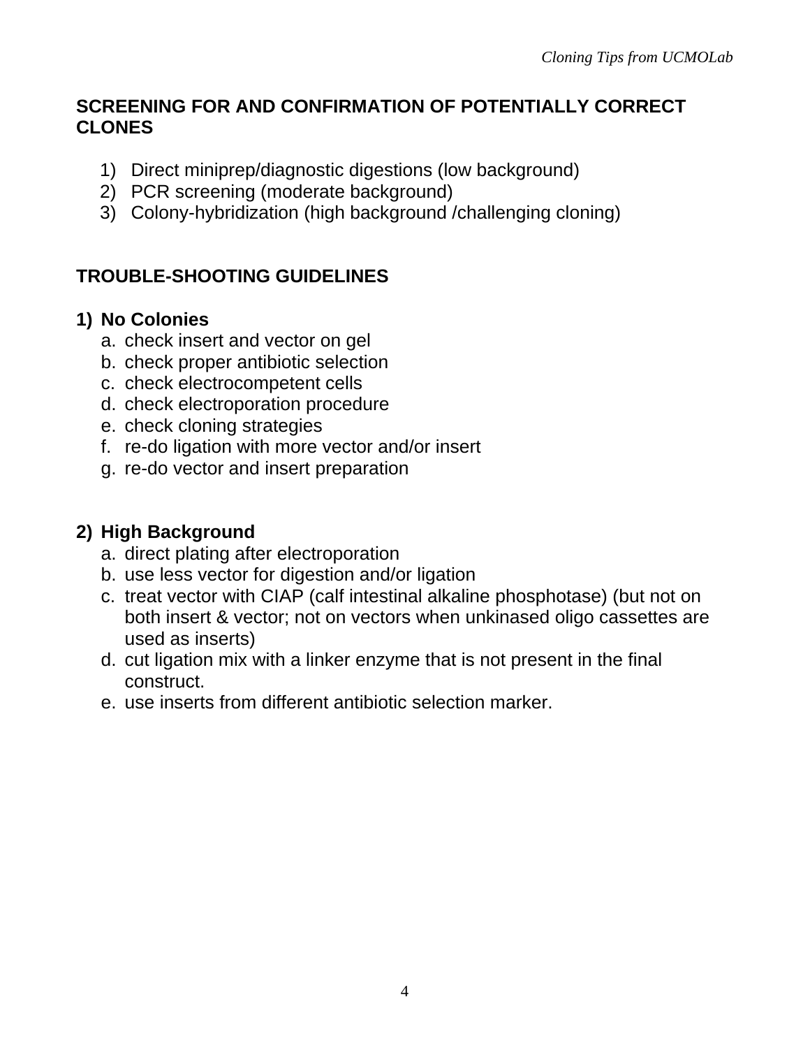## SCREENING FOR AND CONFIRMATION OF POTENTIALLY CORRECT CLONES

1) Direct miniprep/diagnostic digestions (low background)
2) PCR screening (moderate background)
3) Colony-hybridization (high background /challenging cloning)

## TROUBLE-SHOOTING GUIDELINES

**1) No Colonies**

a. check insert and vector on gel
b. check proper antibiotic selection
c. check electrocompetent cells
d. check electroporation procedure
e. check cloning strategies
f. re-do ligation with more vector and/or insert
g. re-do vector and insert preparation

**2) High Background**

a. direct plating after electroporation
b. use less vector for digestion and/or ligation
c. treat vector with CIAP (calf intestinal alkaline phosphotase) (but not on both insert & vector; not on vectors when unkinased oligo cassettes are used as inserts)
d. cut ligation mix with a linker enzyme that is not present in the final construct.
e. use inserts from different antibiotic selection marker.